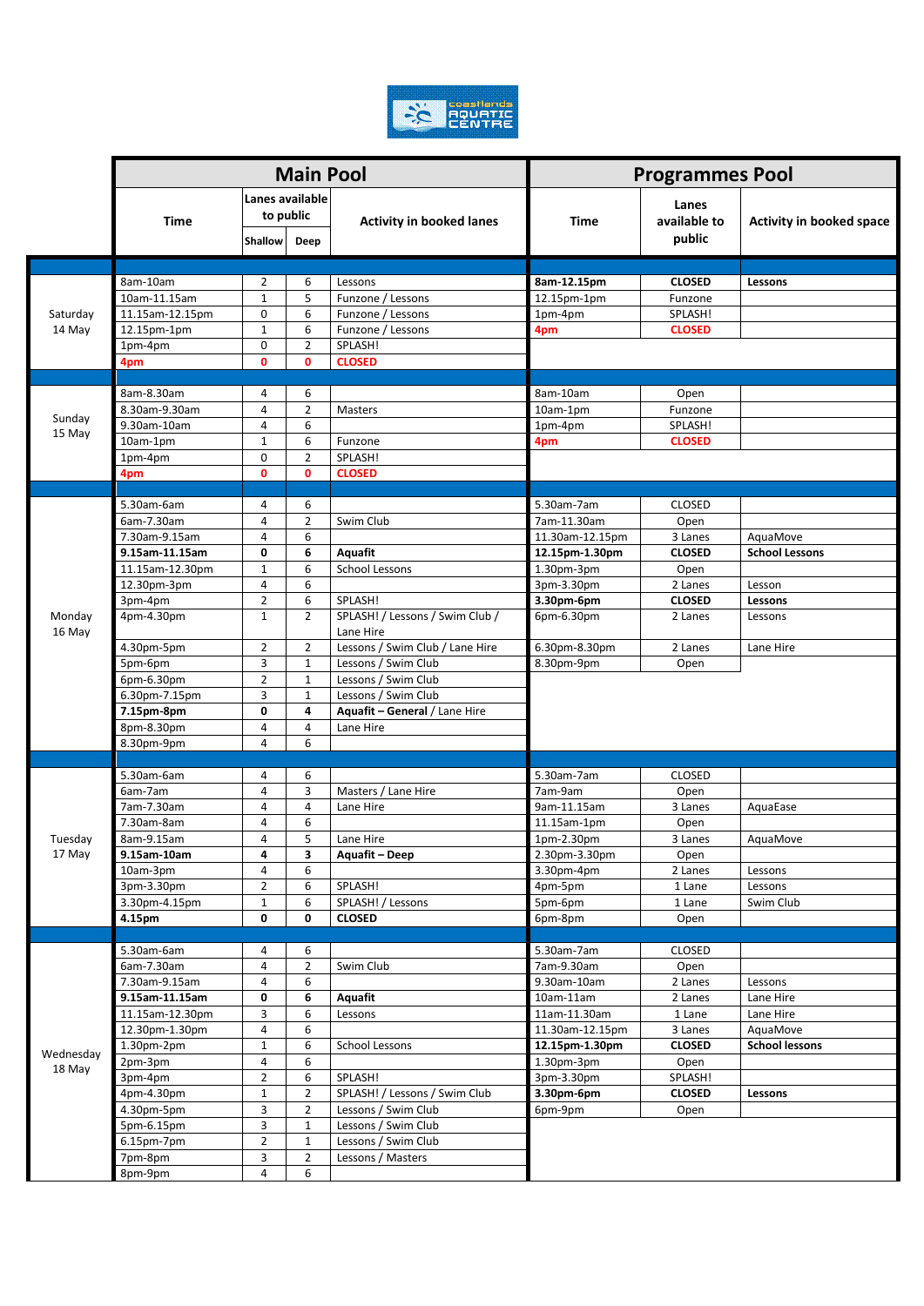coastlands AQUATIC CENTRE

| Day | Main Pool Time | Lanes available to public – Shallow | Lanes available to public – Deep | Activity in booked lanes | Programmes Pool Time | Lanes available to public | Activity in booked space |
|---|---|---|---|---|---|---|---|
| Saturday 14 May | 8am-10am | 2 | 6 | Lessons | **8am-12.15pm** | **CLOSED** | **Lessons** |
| | 10am-11.15am | 1 | 5 | Funzone / Lessons | 12.15pm-1pm | Funzone | |
| | 11.15am-12.15pm | 0 | 6 | Funzone / Lessons | 1pm-4pm | SPLASH! | |
| | 12.15pm-1pm | 1 | 6 | Funzone / Lessons | **4pm** | **CLOSED** | |
| | 1pm-4pm | 0 | 2 | SPLASH! | | | |
| | **4pm** | **0** | **0** | **CLOSED** | | | |
| Sunday 15 May | 8am-8.30am | 4 | 6 | | 8am-10am | Open | |
| | 8.30am-9.30am | 4 | 2 | Masters | 10am-1pm | Funzone | |
| | 9.30am-10am | 4 | 6 | | 1pm-4pm | SPLASH! | |
| | 10am-1pm | 1 | 6 | Funzone | **4pm** | **CLOSED** | |
| | 1pm-4pm | 0 | 2 | SPLASH! | | | |
| | **4pm** | **0** | **0** | **CLOSED** | | | |
| Monday 16 May | 5.30am-6am | 4 | 6 | | 5.30am-7am | CLOSED | |
| | 6am-7.30am | 4 | 2 | Swim Club | 7am-11.30am | Open | |
| | 7.30am-9.15am | 4 | 6 | | 11.30am-12.15pm | 3 Lanes | AquaMove |
| | **9.15am-11.15am** | **0** | **6** | **Aquafit** | **12.15pm-1.30pm** | **CLOSED** | **School Lessons** |
| | 11.15am-12.30pm | 1 | 6 | School Lessons | 1.30pm-3pm | Open | |
| | 12.30pm-3pm | 4 | 6 | | 3pm-3.30pm | 2 Lanes | Lesson |
| | 3pm-4pm | 2 | 6 | SPLASH! | **3.30pm-6pm** | **CLOSED** | **Lessons** |
| | 4pm-4.30pm | 1 | 2 | SPLASH! / Lessons / Swim Club / Lane Hire | 6pm-6.30pm | 2 Lanes | Lessons |
| | 4.30pm-5pm | 2 | 2 | Lessons / Swim Club / Lane Hire | 6.30pm-8.30pm | 2 Lanes | Lane Hire |
| | 5pm-6pm | 3 | 1 | Lessons / Swim Club | 8.30pm-9pm | Open | |
| | 6pm-6.30pm | 2 | 1 | Lessons / Swim Club | | | |
| | 6.30pm-7.15pm | 3 | 1 | Lessons / Swim Club | | | |
| | **7.15pm-8pm** | **0** | **4** | **Aquafit – General** / Lane Hire | | | |
| | 8pm-8.30pm | 4 | 4 | Lane Hire | | | |
| | 8.30pm-9pm | 4 | 6 | | | | |
| Tuesday 17 May | 5.30am-6am | 4 | 6 | | 5.30am-7am | CLOSED | |
| | 6am-7am | 4 | 3 | Masters / Lane Hire | 7am-9am | Open | |
| | 7am-7.30am | 4 | 4 | Lane Hire | 9am-11.15am | 3 Lanes | AquaEase |
| | 7.30am-8am | 4 | 6 | | 11.15am-1pm | Open | |
| | 8am-9.15am | 4 | 5 | Lane Hire | 1pm-2.30pm | 3 Lanes | AquaMove |
| | **9.15am-10am** | **4** | **3** | **Aquafit – Deep** | 2.30pm-3.30pm | Open | |
| | 10am-3pm | 4 | 6 | | 3.30pm-4pm | 2 Lanes | Lessons |
| | 3pm-3.30pm | 2 | 6 | SPLASH! | 4pm-5pm | 1 Lane | Lessons |
| | 3.30pm-4.15pm | 1 | 6 | SPLASH! / Lessons | 5pm-6pm | 1 Lane | Swim Club |
| | **4.15pm** | **0** | **0** | **CLOSED** | 6pm-8pm | Open | |
| Wednesday 18 May | 5.30am-6am | 4 | 6 | | 5.30am-7am | CLOSED | |
| | 6am-7.30am | 4 | 2 | Swim Club | 7am-9.30am | Open | |
| | 7.30am-9.15am | 4 | 6 | | 9.30am-10am | 2 Lanes | Lessons |
| | **9.15am-11.15am** | **0** | **6** | **Aquafit** | 10am-11am | 2 Lanes | Lane Hire |
| | 11.15am-12.30pm | 3 | 6 | Lessons | 11am-11.30am | 1 Lane | Lane Hire |
| | 12.30pm-1.30pm | 4 | 6 | | 11.30am-12.15pm | 3 Lanes | AquaMove |
| | 1.30pm-2pm | 1 | 6 | School Lessons | **12.15pm-1.30pm** | **CLOSED** | **School lessons** |
| | 2pm-3pm | 4 | 6 | | 1.30pm-3pm | Open | |
| | 3pm-4pm | 2 | 6 | SPLASH! | 3pm-3.30pm | SPLASH! | |
| | 4pm-4.30pm | 1 | 2 | SPLASH! / Lessons / Swim Club | **3.30pm-6pm** | **CLOSED** | **Lessons** |
| | 4.30pm-5pm | 3 | 2 | Lessons / Swim Club | 6pm-9pm | Open | |
| | 5pm-6.15pm | 3 | 1 | Lessons / Swim Club | | | |
| | 6.15pm-7pm | 2 | 1 | Lessons / Swim Club | | | |
| | 7pm-8pm | 3 | 2 | Lessons / Masters | | | |
| | 8pm-9pm | 4 | 6 | | | | |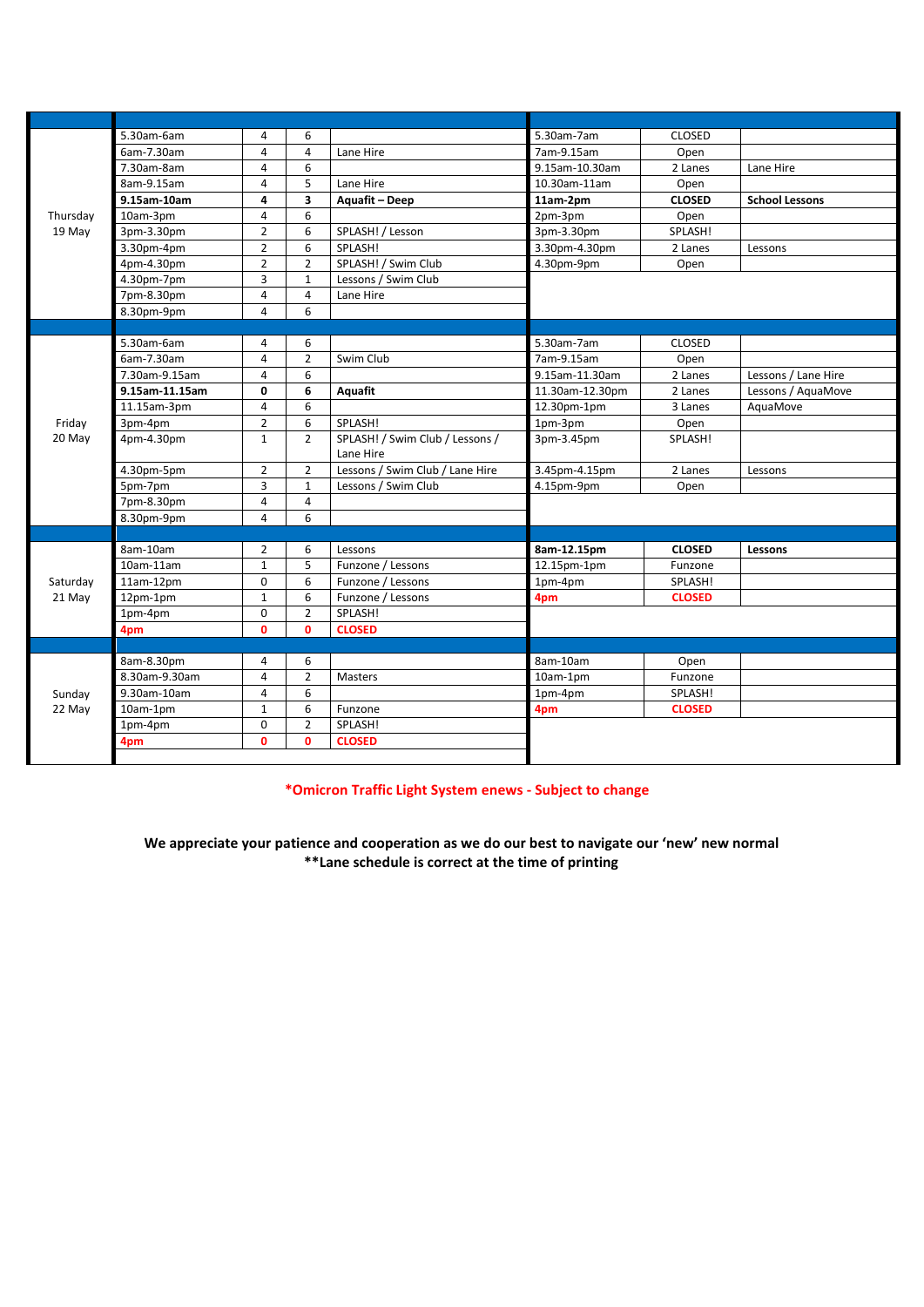| | | | | | | | |
|---|---|---|---|---|---|---|---|
| Thursday 19 May | 5.30am-6am | 4 | 6 | | 5.30am-7am | CLOSED | |
| | 6am-7.30am | 4 | 4 | Lane Hire | 7am-9.15am | Open | |
| | 7.30am-8am | 4 | 6 | | 9.15am-10.30am | 2 Lanes | Lane Hire |
| | 8am-9.15am | 4 | 5 | Lane Hire | 10.30am-11am | Open | |
| | **9.15am-10am** | **4** | **3** | **Aquafit – Deep** | **11am-2pm** | **CLOSED** | **School Lessons** |
| | 10am-3pm | 4 | 6 | | 2pm-3pm | Open | |
| | 3pm-3.30pm | 2 | 6 | SPLASH! / Lesson | 3pm-3.30pm | SPLASH! | |
| | 3.30pm-4pm | 2 | 6 | SPLASH! | 3.30pm-4.30pm | 2 Lanes | Lessons |
| | 4pm-4.30pm | 2 | 2 | SPLASH! / Swim Club | 4.30pm-9pm | Open | |
| | 4.30pm-7pm | 3 | 1 | Lessons / Swim Club | | | |
| | 7pm-8.30pm | 4 | 4 | Lane Hire | | | |
| | 8.30pm-9pm | 4 | 6 | | | | |
| Friday 20 May | 5.30am-6am | 4 | 6 | | 5.30am-7am | CLOSED | |
| | 6am-7.30am | 4 | 2 | Swim Club | 7am-9.15am | Open | |
| | 7.30am-9.15am | 4 | 6 | | 9.15am-11.30am | 2 Lanes | Lessons / Lane Hire |
| | **9.15am-11.15am** | **0** | **6** | **Aquafit** | 11.30am-12.30pm | 2 Lanes | Lessons / AquaMove |
| | 11.15am-3pm | 4 | 6 | | 12.30pm-1pm | 3 Lanes | AquaMove |
| | 3pm-4pm | 2 | 6 | SPLASH! | 1pm-3pm | Open | |
| | 4pm-4.30pm | 1 | 2 | SPLASH! / Swim Club / Lessons / Lane Hire | 3pm-3.45pm | SPLASH! | |
| | 4.30pm-5pm | 2 | 2 | Lessons / Swim Club / Lane Hire | 3.45pm-4.15pm | 2 Lanes | Lessons |
| | 5pm-7pm | 3 | 1 | Lessons / Swim Club | 4.15pm-9pm | Open | |
| | 7pm-8.30pm | 4 | 4 | | | | |
| | 8.30pm-9pm | 4 | 6 | | | | |
| Saturday 21 May | 8am-10am | 2 | 6 | Lessons | **8am-12.15pm** | **CLOSED** | **Lessons** |
| | 10am-11am | 1 | 5 | Funzone / Lessons | 12.15pm-1pm | Funzone | |
| | 11am-12pm | 0 | 6 | Funzone / Lessons | 1pm-4pm | SPLASH! | |
| | 12pm-1pm | 1 | 6 | Funzone / Lessons | **4pm** | **CLOSED** | |
| | 1pm-4pm | 0 | 2 | SPLASH! | | | |
| | **4pm** | **0** | **0** | **CLOSED** | | | |
| Sunday 22 May | 8am-8.30pm | 4 | 6 | | 8am-10am | Open | |
| | 8.30am-9.30am | 4 | 2 | Masters | 10am-1pm | Funzone | |
| | 9.30am-10am | 4 | 6 | | 1pm-4pm | SPLASH! | |
| | 10am-1pm | 1 | 6 | Funzone | **4pm** | **CLOSED** | |
| | 1pm-4pm | 0 | 2 | SPLASH! | | | |
| | **4pm** | **0** | **0** | **CLOSED** | | | |

**\*Omicron Traffic Light System enews - Subject to change**

**We appreciate your patience and cooperation as we do our best to navigate our 'new' new normal**
**\*\*Lane schedule is correct at the time of printing**